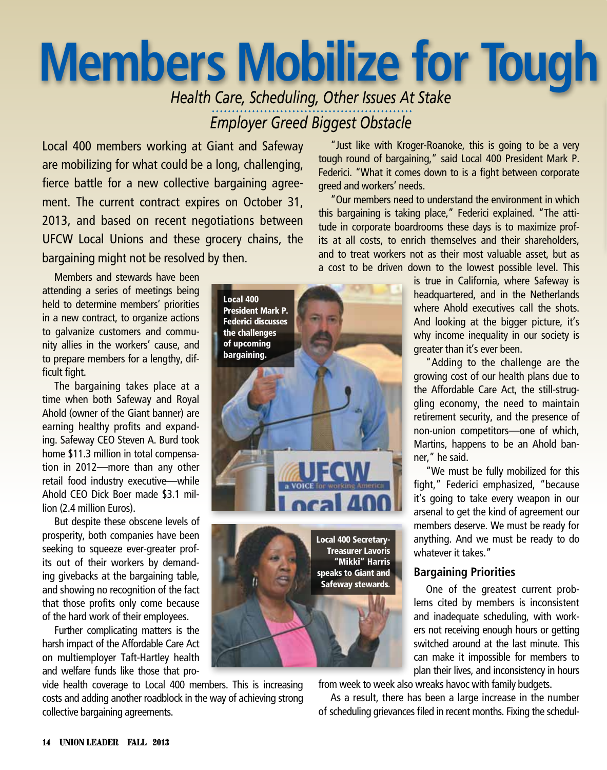# Members Mobilize for Tough

*Health Care, Scheduling, Other Issues At Stake*

*Employer Greed Biggest Obstacle*

Local 400 members working at Giant and Safeway are mobilizing for what could be a long, challenging, fierce battle for a new collective bargaining agreement. The current contract expires on October 31, 2013, and based on recent negotiations between UFCW Local Unions and these grocery chains, the bargaining might not be resolved by then.

Members and stewards have been attending a series of meetings being held to determine members' priorities in a new contract, to organize actions to galvanize customers and community allies in the workers' cause, and to prepare members for a lengthy, difficult fight.

The bargaining takes place at a time when both Safeway and Royal Ahold (owner of the Giant banner) are earning healthy profits and expanding. Safeway CEO Steven A. Burd took home $11.3 million in total compensation in 2012—more than any other retail food industry executive—while Ahold CEO Dick Boer made $3.1 million (2.4 million Euros).

But despite these obscene levels of prosperity, both companies have been seeking to squeeze ever-greater profits out of their workers by demanding givebacks at the bargaining table, and showing no recognition of the fact that those profits only come because of the hard work of their employees.

Further complicating matters is the harsh impact of the Affordable Care Act on multiemployer Taft-Hartley health and welfare funds like those that provide health coverage to Local 400 members. This is increasing costs and adding another roadblock in the way of achieving strong collective bargaining agreements.

**Local 400 President Mark P. Federici discusses the challenges of upcoming bargaining.**

**Local 400 Secretary-Treasurer Lavoris "Mikki" Harris speaks to Giant and Safeway stewards.**

"Just like with Kroger-Roanoke, this is going to be a very tough round of bargaining," said Local 400 President Mark P. Federici. "What it comes down to is a fight between corporate greed and workers' needs.

"Our members need to understand the environment in which this bargaining is taking place," Federici explained. "The attitude in corporate boardrooms these days is to maximize profits at all costs, to enrich themselves and their shareholders, and to treat workers not as their most valuable asset, but as a cost to be driven down to the lowest possible level. This is true in California, where Safeway is headquartered, and in the Netherlands where Ahold executives call the shots. And looking at the bigger picture, it's why income inequality in our society is greater than it's ever been.

"Adding to the challenge are the growing cost of our health plans due to the Affordable Care Act, the still-struggling economy, the need to maintain retirement security, and the presence of non-union competitors—one of which, Martins, happens to be an Ahold banner," he said.

"We must be fully mobilized for this fight," Federici emphasized, "because it's going to take every weapon in our arsenal to get the kind of agreement our members deserve. We must be ready for anything. And we must be ready to do whatever it takes."

## Bargaining Priorities

One of the greatest current problems cited by members is inconsistent and inadequate scheduling, with workers not receiving enough hours or getting switched around at the last minute. This can make it impossible for members to plan their lives, and inconsistency in hours from week to week also wreaks havoc with family budgets.

As a result, there has been a large increase in the number of scheduling grievances filed in recent months. Fixing the schedul-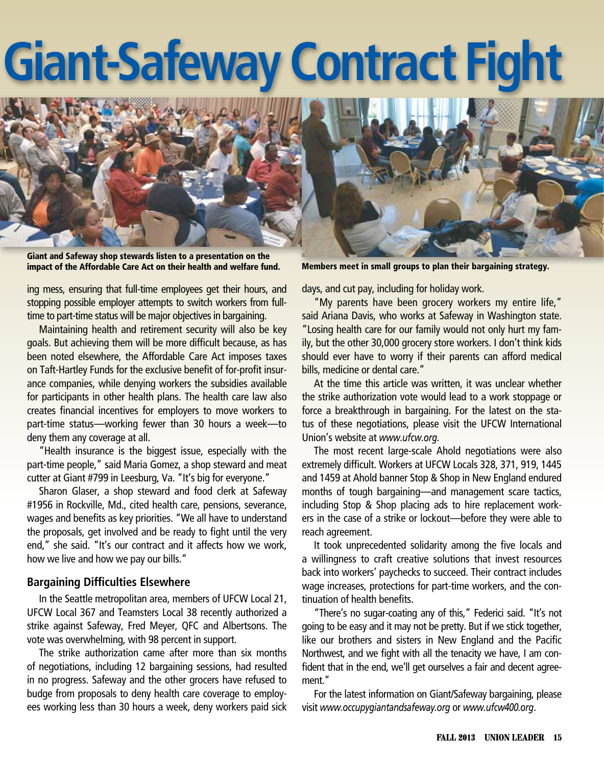# Giant-Safeway Contract Fight

Giant and Safeway shop stewards listen to a presentation on the impact of the Affordable Care Act on their health and welfare fund.

Members meet in small groups to plan their bargaining strategy.

ing mess, ensuring that full-time employees get their hours, and stopping possible employer attempts to switch workers from full-time to part-time status will be major objectives in bargaining.

Maintaining health and retirement security will also be key goals. But achieving them will be more difficult because, as has been noted elsewhere, the Affordable Care Act imposes taxes on Taft-Hartley Funds for the exclusive benefit of for-profit insurance companies, while denying workers the subsidies available for participants in other health plans. The health care law also creates financial incentives for employers to move workers to part-time status—working fewer than 30 hours a week—to deny them any coverage at all.

"Health insurance is the biggest issue, especially with the part-time people," said Maria Gomez, a shop steward and meat cutter at Giant #799 in Leesburg, Va. "It's big for everyone."

Sharon Glaser, a shop steward and food clerk at Safeway #1956 in Rockville, Md., cited health care, pensions, severance, wages and benefits as key priorities. "We all have to understand the proposals, get involved and be ready to fight until the very end," she said. "It's our contract and it affects how we work, how we live and how we pay our bills."

### Bargaining Difficulties Elsewhere

In the Seattle metropolitan area, members of UFCW Local 21, UFCW Local 367 and Teamsters Local 38 recently authorized a strike against Safeway, Fred Meyer, QFC and Albertsons. The vote was overwhelming, with 98 percent in support.

The strike authorization came after more than six months of negotiations, including 12 bargaining sessions, had resulted in no progress. Safeway and the other grocers have refused to budge from proposals to deny health care coverage to employees working less than 30 hours a week, deny workers paid sick days, and cut pay, including for holiday work.

"My parents have been grocery workers my entire life," said Ariana Davis, who works at Safeway in Washington state. "Losing health care for our family would not only hurt my family, but the other 30,000 grocery store workers. I don't think kids should ever have to worry if their parents can afford medical bills, medicine or dental care."

At the time this article was written, it was unclear whether the strike authorization vote would lead to a work stoppage or force a breakthrough in bargaining. For the latest on the status of these negotiations, please visit the UFCW International Union's website at *www.ufcw.org.*

The most recent large-scale Ahold negotiations were also extremely difficult. Workers at UFCW Locals 328, 371, 919, 1445 and 1459 at Ahold banner Stop & Shop in New England endured months of tough bargaining—and management scare tactics, including Stop & Shop placing ads to hire replacement workers in the case of a strike or lockout—before they were able to reach agreement.

It took unprecedented solidarity among the five locals and a willingness to craft creative solutions that invest resources back into workers' paychecks to succeed. Their contract includes wage increases, protections for part-time workers, and the continuation of health benefits.

"There's no sugar-coating any of this," Federici said. "It's not going to be easy and it may not be pretty. But if we stick together, like our brothers and sisters in New England and the Pacific Northwest, and we fight with all the tenacity we have, I am confident that in the end, we'll get ourselves a fair and decent agreement."

For the latest information on Giant/Safeway bargaining, please visit *www.occupygiantandsafeway.org* or *www.ufcw400.org*.